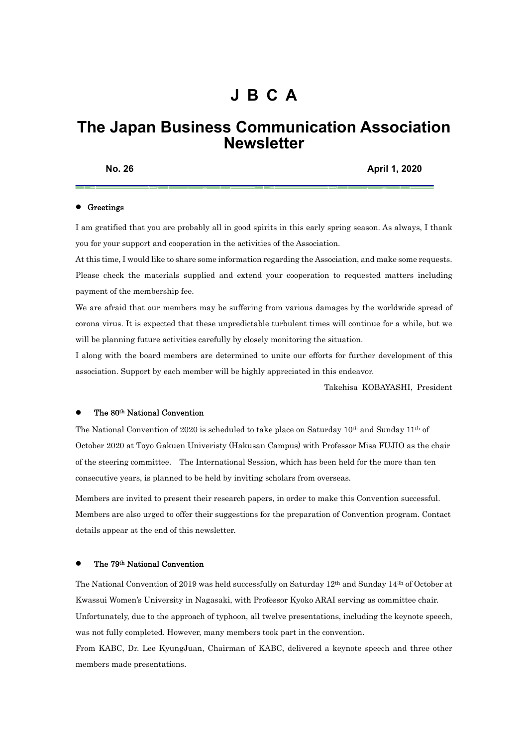# J B C A

# The Japan Business Communication Association Newsletter

**No. 26** **April 1, 2020**

- **Greetings**

I am gratified that you are probably all in good spirits in this early spring season. As always, I thank you for your support and cooperation in the activities of the Association.

At this time, I would like to share some information regarding the Association, and make some requests. Please check the materials supplied and extend your cooperation to requested matters including payment of the membership fee.

We are afraid that our members may be suffering from various damages by the worldwide spread of corona virus. It is expected that these unpredictable turbulent times will continue for a while, but we will be planning future activities carefully by closely monitoring the situation.

I along with the board members are determined to unite our efforts for further development of this association. Support by each member will be highly appreciated in this endeavor.

Takehisa KOBAYASHI, President

- **The 80th National Convention**

The National Convention of 2020 is scheduled to take place on Saturday 10th and Sunday 11th of October 2020 at Toyo Gakuen Univeristy (Hakusan Campus) with Professor Misa FUJIO as the chair of the steering committee. The International Session, which has been held for the more than ten consecutive years, is planned to be held by inviting scholars from overseas.

Members are invited to present their research papers, in order to make this Convention successful. Members are also urged to offer their suggestions for the preparation of Convention program. Contact details appear at the end of this newsletter.

- **The 79th National Convention**

The National Convention of 2019 was held successfully on Saturday 12th and Sunday 14^3h of October at Kwassui Women's University in Nagasaki, with Professor Kyoko ARAI serving as committee chair. Unfortunately, due to the approach of typhoon, all twelve presentations, including the keynote speech, was not fully completed. However, many members took part in the convention.

From KABC, Dr. Lee KyungJuan, Chairman of KABC, delivered a keynote speech and three other members made presentations.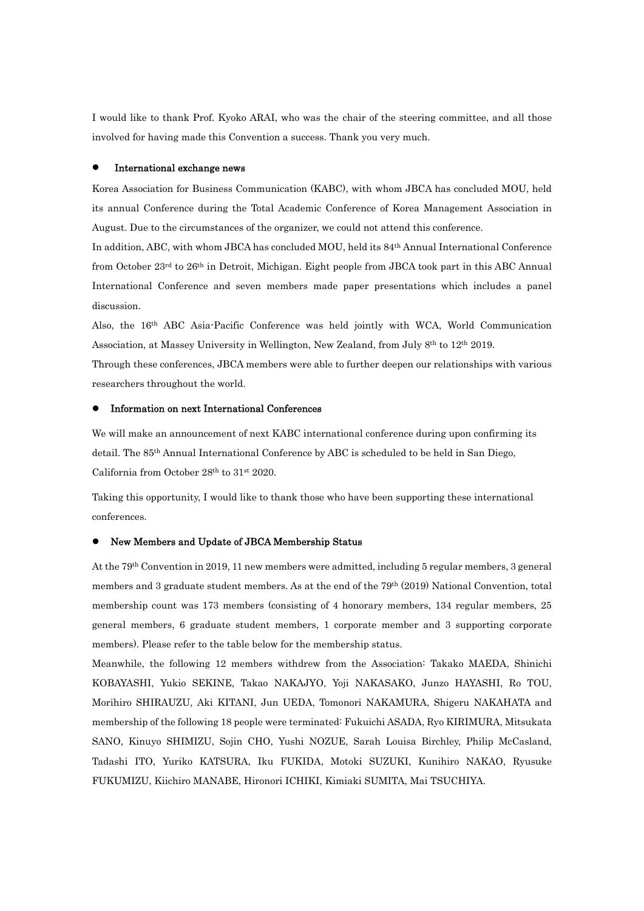I would like to thank Prof. Kyoko ARAI, who was the chair of the steering committee, and all those involved for having made this Convention a success. Thank you very much.

- **International exchange news**

Korea Association for Business Communication (KABC), with whom JBCA has concluded MOU, held its annual Conference during the Total Academic Conference of Korea Management Association in August. Due to the circumstances of the organizer, we could not attend this conference.

In addition, ABC, with whom JBCA has concluded MOU, held its 84th Annual International Conference from October 23rd to 26th in Detroit, Michigan. Eight people from JBCA took part in this ABC Annual International Conference and seven members made paper presentations which includes a panel discussion.

Also, the 16th ABC Asia-Pacific Conference was held jointly with WCA, World Communication Association, at Massey University in Wellington, New Zealand, from July 8th to 12th 2019.

Through these conferences, JBCA members were able to further deepen our relationships with various researchers throughout the world.

- **Information on next International Conferences**

We will make an announcement of next KABC international conference during upon confirming its detail. The 85th Annual International Conference by ABC is scheduled to be held in San Diego, California from October 28th to 31st 2020.

Taking this opportunity, I would like to thank those who have been supporting these international conferences.

- **New Members and Update of JBCA Membership Status**

At the 79th Convention in 2019, 11 new members were admitted, including 5 regular members, 3 general members and 3 graduate student members. As at the end of the 79th (2019) National Convention, total membership count was 173 members (consisting of 4 honorary members, 134 regular members, 25 general members, 6 graduate student members, 1 corporate member and 3 supporting corporate members). Please refer to the table below for the membership status.

Meanwhile, the following 12 members withdrew from the Association: Takako MAEDA, Shinichi KOBAYASHI, Yukio SEKINE, Takao NAKAJYO, Yoji NAKASAKO, Junzo HAYASHI, Ro TOU, Morihiro SHIRAUZU, Aki KITANI, Jun UEDA, Tomonori NAKAMURA, Shigeru NAKAHATA and membership of the following 18 people were terminated: Fukuichi ASADA, Ryo KIRIMURA, Mitsukata SANO, Kinuyo SHIMIZU, Sojin CHO, Yushi NOZUE, Sarah Louisa Birchley, Philip McCasland, Tadashi ITO, Yuriko KATSURA, Iku FUKIDA, Motoki SUZUKI, Kunihiro NAKAO, Ryusuke FUKUMIZU, Kiichiro MANABE, Hironori ICHIKI, Kimiaki SUMITA, Mai TSUCHIYA.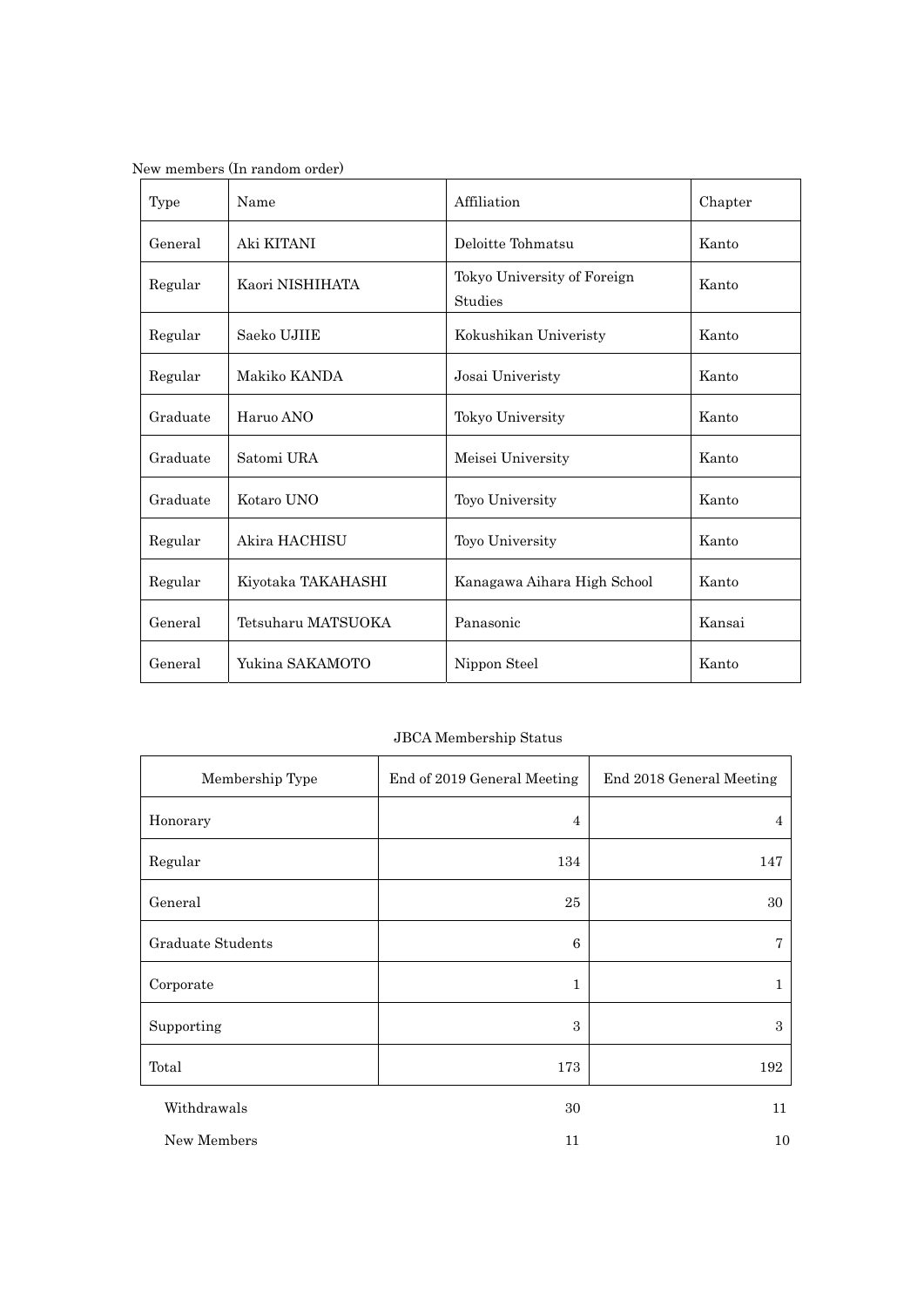New members (In random order)

| Type | Name | Affiliation | Chapter |
|---|---|---|---|
| General | Aki KITANI | Deloitte Tohmatsu | Kanto |
| Regular | Kaori NISHIHATA | Tokyo University of Foreign Studies | Kanto |
| Regular | Saeko UJIIE | Kokushikan Univeristy | Kanto |
| Regular | Makiko KANDA | Josai Univeristy | Kanto |
| Graduate | Haruo ANO | Tokyo University | Kanto |
| Graduate | Satomi URA | Meisei University | Kanto |
| Graduate | Kotaro UNO | Toyo University | Kanto |
| Regular | Akira HACHISU | Toyo University | Kanto |
| Regular | Kiyotaka TAKAHASHI | Kanagawa Aihara High School | Kanto |
| General | Tetsuharu MATSUOKA | Panasonic | Kansai |
| General | Yukina SAKAMOTO | Nippon Steel | Kanto |

JBCA Membership Status

| Membership Type | End of 2019 General Meeting | End 2018 General Meeting |
|---|---|---|
| Honorary | 4 | 4 |
| Regular | 134 | 147 |
| General | 25 | 30 |
| Graduate Students | 6 | 7 |
| Corporate | 1 | 1 |
| Supporting | 3 | 3 |
| Total | 173 | 192 |
| Withdrawals | 30 | 11 |
| New Members | 11 | 10 |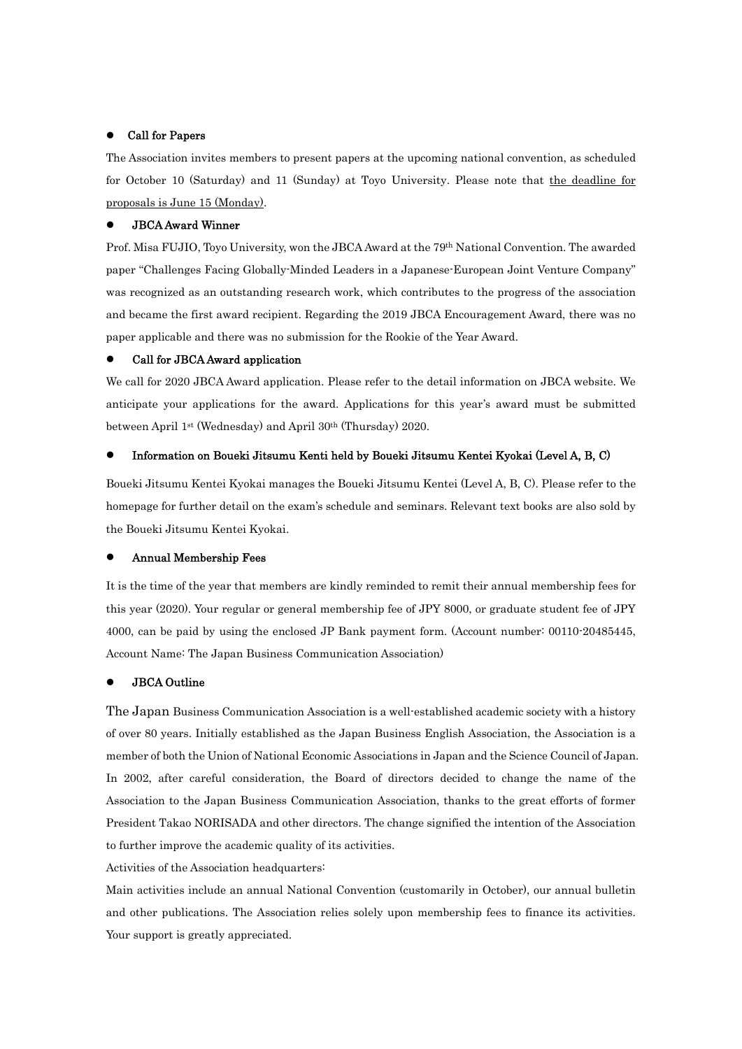- **Call for Papers**

The Association invites members to present papers at the upcoming national convention, as scheduled for October 10 (Saturday) and 11 (Sunday) at Toyo University. Please note that <u>the deadline for proposals is June 15 (Monday)</u>.

- **JBCA Award Winner**

Prof. Misa FUJIO, Toyo University, won the JBCA Award at the 79th National Convention. The awarded paper "Challenges Facing Globally-Minded Leaders in a Japanese-European Joint Venture Company" was recognized as an outstanding research work, which contributes to the progress of the association and became the first award recipient. Regarding the 2019 JBCA Encouragement Award, there was no paper applicable and there was no submission for the Rookie of the Year Award.

- **Call for JBCA Award application**

We call for 2020 JBCA Award application. Please refer to the detail information on JBCA website. We anticipate your applications for the award. Applications for this year's award must be submitted between April 1st (Wednesday) and April 30th (Thursday) 2020.

- **Information on Boueki Jitsumu Kenti held by Boueki Jitsumu Kentei Kyokai (Level A, B, C)**

Boueki Jitsumu Kentei Kyokai manages the Boueki Jitsumu Kentei (Level A, B, C). Please refer to the homepage for further detail on the exam's schedule and seminars. Relevant text books are also sold by the Boueki Jitsumu Kentei Kyokai.

- **Annual Membership Fees**

It is the time of the year that members are kindly reminded to remit their annual membership fees for this year (2020). Your regular or general membership fee of JPY 8000, or graduate student fee of JPY 4000, can be paid by using the enclosed JP Bank payment form. (Account number: 00110-20485445, Account Name: The Japan Business Communication Association)

- **JBCA Outline**

The Japan Business Communication Association is a well-established academic society with a history of over 80 years. Initially established as the Japan Business English Association, the Association is a member of both the Union of National Economic Associations in Japan and the Science Council of Japan. In 2002, after careful consideration, the Board of directors decided to change the name of the Association to the Japan Business Communication Association, thanks to the great efforts of former President Takao NORISADA and other directors. The change signified the intention of the Association to further improve the academic quality of its activities.

Activities of the Association headquarters:

Main activities include an annual National Convention (customarily in October), our annual bulletin and other publications. The Association relies solely upon membership fees to finance its activities. Your support is greatly appreciated.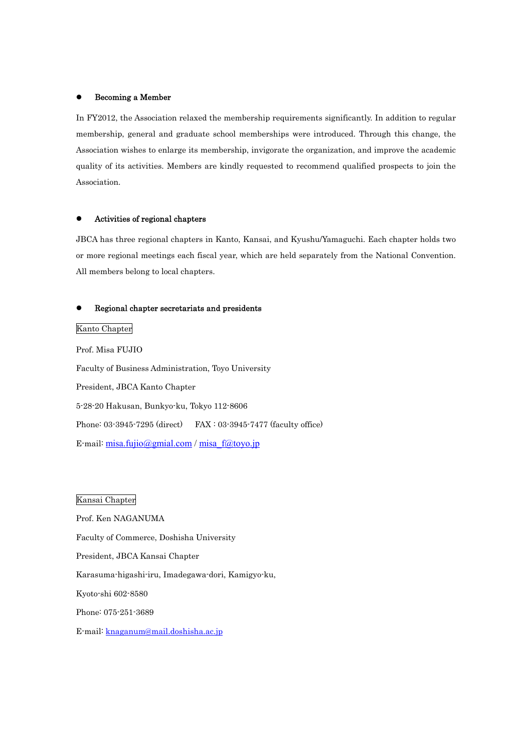- **Becoming a Member**

In FY2012, the Association relaxed the membership requirements significantly. In addition to regular membership, general and graduate school memberships were introduced. Through this change, the Association wishes to enlarge its membership, invigorate the organization, and improve the academic quality of its activities. Members are kindly requested to recommend qualified prospects to join the Association.

- **Activities of regional chapters**

JBCA has three regional chapters in Kanto, Kansai, and Kyushu/Yamaguchi. Each chapter holds two or more regional meetings each fiscal year, which are held separately from the National Convention. All members belong to local chapters.

- **Regional chapter secretariats and presidents**

Kanto Chapter

Prof. Misa FUJIO

Faculty of Business Administration, Toyo University

President, JBCA Kanto Chapter

5-28-20 Hakusan, Bunkyo-ku, Tokyo 112-8606

Phone: 03-3945-7295 (direct)    FAX : 03-3945-7477 (faculty office)

E-mail: misa.fujio@gmial.com / misa_f@toyo.jp

Kansai Chapter

Prof. Ken NAGANUMA

Faculty of Commerce, Doshisha University

President, JBCA Kansai Chapter

Karasuma-higashi-iru, Imadegawa-dori, Kamigyo-ku,

Kyoto-shi 602-8580

Phone: 075-251-3689

E-mail: knaganum@mail.doshisha.ac.jp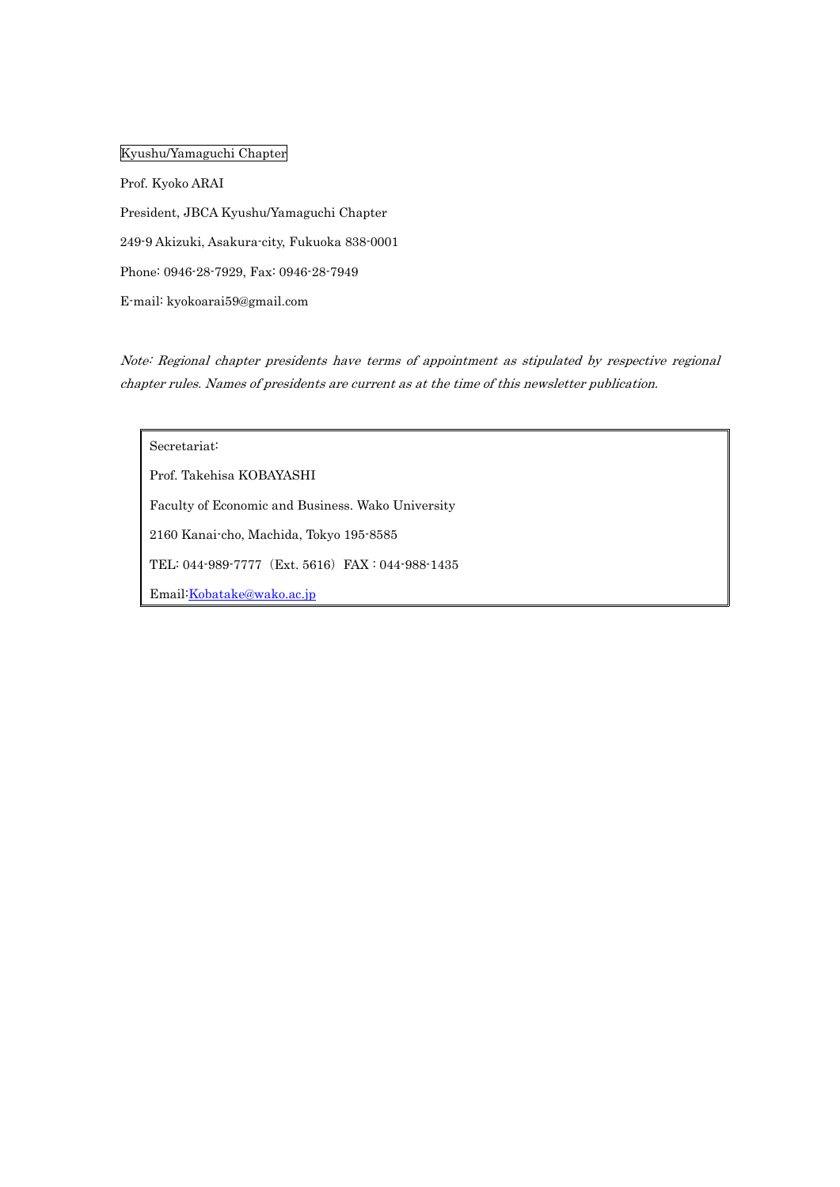Kyushu/Yamaguchi Chapter

Prof. Kyoko ARAI

President, JBCA Kyushu/Yamaguchi Chapter

249-9 Akizuki, Asakura-city, Fukuoka 838-0001

Phone: 0946-28-7929, Fax: 0946-28-7949

E-mail: kyokoarai59@gmail.com

*Note: Regional chapter presidents have terms of appointment as stipulated by respective regional chapter rules. Names of presidents are current as at the time of this newsletter publication.*

Secretariat:

Prof. Takehisa KOBAYASHI

Faculty of Economic and Business. Wako University

2160 Kanai-cho, Machida, Tokyo 195-8585

TEL: 044-989-7777（Ext. 5616）FAX : 044-988-1435

Email:Kobatake@wako.ac.jp